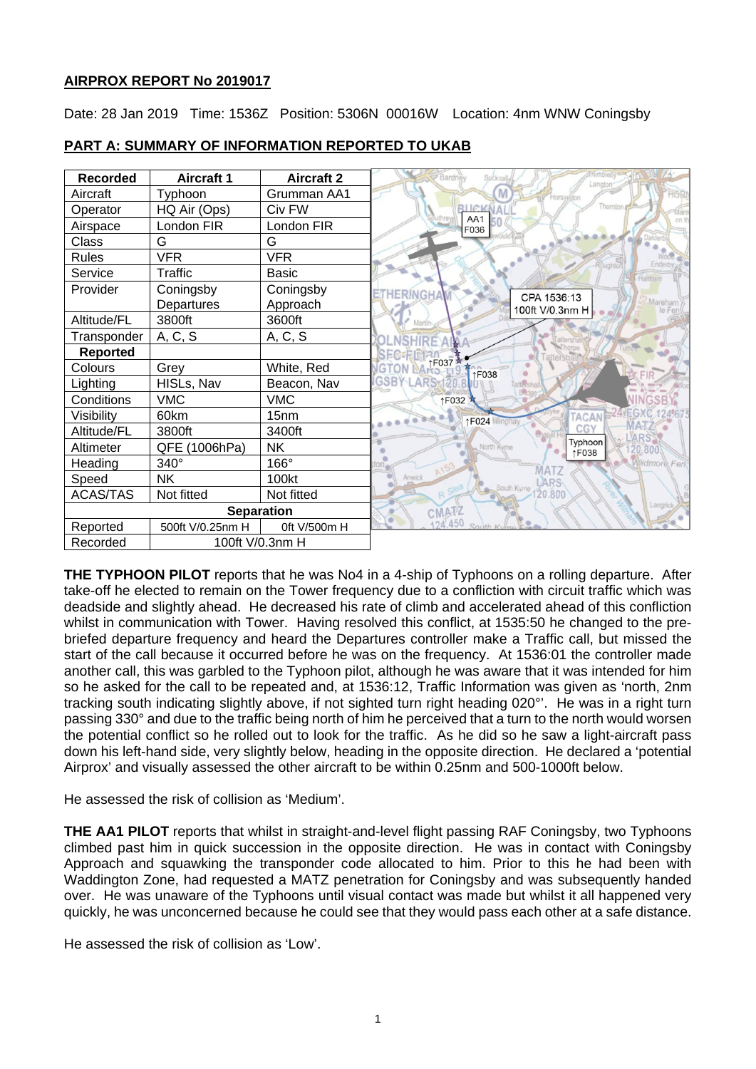**AIRPROX REPORT No 2019017**

Date: 28 Jan 2019 Time: 1536Z Position: 5306N 00016W Location: 4nm WNW Coningsby

**PART A: SUMMARY OF INFORMATION REPORTED TO UKAB**

| Recorded | Aircraft 1 | Aircraft 2 |
| --- | --- | --- |
| Aircraft | Typhoon | Grumman AA1 |
| Operator | HQ Air (Ops) | Civ FW |
| Airspace | London FIR | London FIR |
| Class | G | G |
| Rules | VFR | VFR |
| Service | Traffic | Basic |
| Provider | Coningsby Departures | Coningsby Approach |
| Altitude/FL | 3800ft | 3600ft |
| Transponder | A, C, S | A, C, S |
| **Reported** | | |
| Colours | Grey | White, Red |
| Lighting | HISLs, Nav | Beacon, Nav |
| Conditions | VMC | VMC |
| Visibility | 60km | 15nm |
| Altitude/FL | 3800ft | 3400ft |
| Altimeter | QFE (1006hPa) | NK |
| Heading | 340° | 166° |
| Speed | NK | 100kt |
| ACAS/TAS | Not fitted | Not fitted |
| **Separation** | | |
| Reported | 500ft V/0.25nm H | 0ft V/500m H |
| Recorded | 100ft V/0.3nm H | |

**THE TYPHOON PILOT** reports that he was No4 in a 4-ship of Typhoons on a rolling departure. After take-off he elected to remain on the Tower frequency due to a confliction with circuit traffic which was deadside and slightly ahead. He decreased his rate of climb and accelerated ahead of this confliction whilst in communication with Tower. Having resolved this conflict, at 1535:50 he changed to the pre-briefed departure frequency and heard the Departures controller make a Traffic call, but missed the start of the call because it occurred before he was on the frequency. At 1536:01 the controller made another call, this was garbled to the Typhoon pilot, although he was aware that it was intended for him so he asked for the call to be repeated and, at 1536:12, Traffic Information was given as 'north, 2nm tracking south indicating slightly above, if not sighted turn right heading 020°'. He was in a right turn passing 330° and due to the traffic being north of him he perceived that a turn to the north would worsen the potential conflict so he rolled out to look for the traffic. As he did so he saw a light-aircraft pass down his left-hand side, very slightly below, heading in the opposite direction. He declared a 'potential Airprox' and visually assessed the other aircraft to be within 0.25nm and 500-1000ft below.

He assessed the risk of collision as 'Medium'.

**THE AA1 PILOT** reports that whilst in straight-and-level flight passing RAF Coningsby, two Typhoons climbed past him in quick succession in the opposite direction. He was in contact with Coningsby Approach and squawking the transponder code allocated to him. Prior to this he had been with Waddington Zone, had requested a MATZ penetration for Coningsby and was subsequently handed over. He was unaware of the Typhoons until visual contact was made but whilst it all happened very quickly, he was unconcerned because he could see that they would pass each other at a safe distance.

He assessed the risk of collision as 'Low'.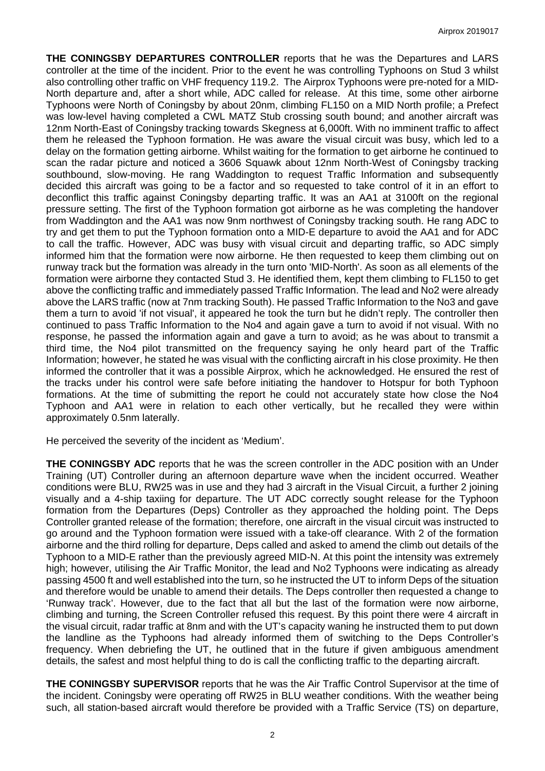**THE CONINGSBY DEPARTURES CONTROLLER** reports that he was the Departures and LARS controller at the time of the incident. Prior to the event he was controlling Typhoons on Stud 3 whilst also controlling other traffic on VHF frequency 119.2. The Airprox Typhoons were pre-noted for a MID-North departure and, after a short while, ADC called for release. At this time, some other airborne Typhoons were North of Coningsby by about 20nm, climbing FL150 on a MID North profile; a Prefect was low-level having completed a CWL MATZ Stub crossing south bound; and another aircraft was 12nm North-East of Coningsby tracking towards Skegness at 6,000ft. With no imminent traffic to affect them he released the Typhoon formation. He was aware the visual circuit was busy, which led to a delay on the formation getting airborne. Whilst waiting for the formation to get airborne he continued to scan the radar picture and noticed a 3606 Squawk about 12nm North-West of Coningsby tracking southbound, slow-moving. He rang Waddington to request Traffic Information and subsequently decided this aircraft was going to be a factor and so requested to take control of it in an effort to deconflict this traffic against Coningsby departing traffic. It was an AA1 at 3100ft on the regional pressure setting. The first of the Typhoon formation got airborne as he was completing the handover from Waddington and the AA1 was now 9nm northwest of Coningsby tracking south. He rang ADC to try and get them to put the Typhoon formation onto a MID-E departure to avoid the AA1 and for ADC to call the traffic. However, ADC was busy with visual circuit and departing traffic, so ADC simply informed him that the formation were now airborne. He then requested to keep them climbing out on runway track but the formation was already in the turn onto 'MID-North'. As soon as all elements of the formation were airborne they contacted Stud 3. He identified them, kept them climbing to FL150 to get above the conflicting traffic and immediately passed Traffic Information. The lead and No2 were already above the LARS traffic (now at 7nm tracking South). He passed Traffic Information to the No3 and gave them a turn to avoid 'if not visual', it appeared he took the turn but he didn't reply. The controller then continued to pass Traffic Information to the No4 and again gave a turn to avoid if not visual. With no response, he passed the information again and gave a turn to avoid; as he was about to transmit a third time, the No4 pilot transmitted on the frequency saying he only heard part of the Traffic Information; however, he stated he was visual with the conflicting aircraft in his close proximity. He then informed the controller that it was a possible Airprox, which he acknowledged. He ensured the rest of the tracks under his control were safe before initiating the handover to Hotspur for both Typhoon formations. At the time of submitting the report he could not accurately state how close the No4 Typhoon and AA1 were in relation to each other vertically, but he recalled they were within approximately 0.5nm laterally.

He perceived the severity of the incident as 'Medium'.

**THE CONINGSBY ADC** reports that he was the screen controller in the ADC position with an Under Training (UT) Controller during an afternoon departure wave when the incident occurred. Weather conditions were BLU, RW25 was in use and they had 3 aircraft in the Visual Circuit, a further 2 joining visually and a 4-ship taxiing for departure. The UT ADC correctly sought release for the Typhoon formation from the Departures (Deps) Controller as they approached the holding point. The Deps Controller granted release of the formation; therefore, one aircraft in the visual circuit was instructed to go around and the Typhoon formation were issued with a take-off clearance. With 2 of the formation airborne and the third rolling for departure, Deps called and asked to amend the climb out details of the Typhoon to a MID-E rather than the previously agreed MID-N. At this point the intensity was extremely high; however, utilising the Air Traffic Monitor, the lead and No2 Typhoons were indicating as already passing 4500 ft and well established into the turn, so he instructed the UT to inform Deps of the situation and therefore would be unable to amend their details. The Deps controller then requested a change to 'Runway track'. However, due to the fact that all but the last of the formation were now airborne, climbing and turning, the Screen Controller refused this request. By this point there were 4 aircraft in the visual circuit, radar traffic at 8nm and with the UT's capacity waning he instructed them to put down the landline as the Typhoons had already informed them of switching to the Deps Controller's frequency. When debriefing the UT, he outlined that in the future if given ambiguous amendment details, the safest and most helpful thing to do is call the conflicting traffic to the departing aircraft.

**THE CONINGSBY SUPERVISOR** reports that he was the Air Traffic Control Supervisor at the time of the incident. Coningsby were operating off RW25 in BLU weather conditions. With the weather being such, all station-based aircraft would therefore be provided with a Traffic Service (TS) on departure,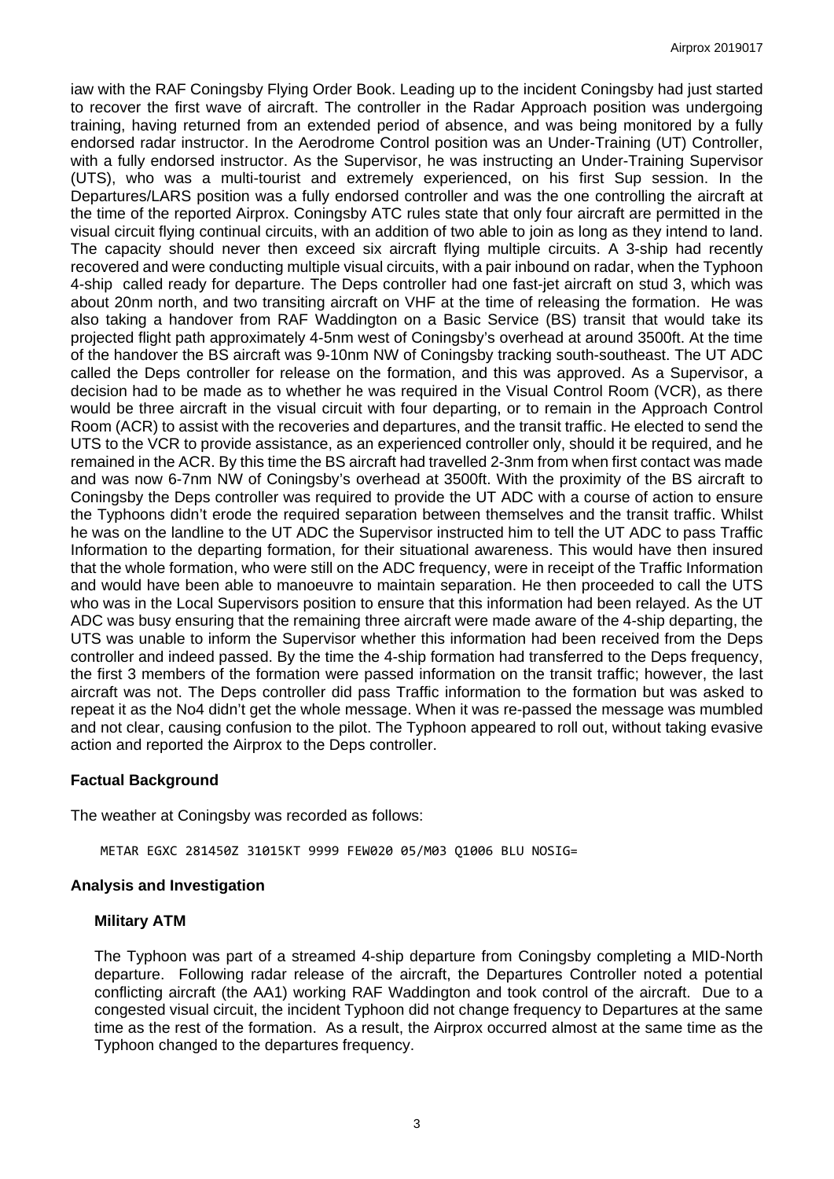iaw with the RAF Coningsby Flying Order Book. Leading up to the incident Coningsby had just started to recover the first wave of aircraft. The controller in the Radar Approach position was undergoing training, having returned from an extended period of absence, and was being monitored by a fully endorsed radar instructor. In the Aerodrome Control position was an Under-Training (UT) Controller, with a fully endorsed instructor. As the Supervisor, he was instructing an Under-Training Supervisor (UTS), who was a multi-tourist and extremely experienced, on his first Sup session. In the Departures/LARS position was a fully endorsed controller and was the one controlling the aircraft at the time of the reported Airprox. Coningsby ATC rules state that only four aircraft are permitted in the visual circuit flying continual circuits, with an addition of two able to join as long as they intend to land. The capacity should never then exceed six aircraft flying multiple circuits. A 3-ship had recently recovered and were conducting multiple visual circuits, with a pair inbound on radar, when the Typhoon 4-ship called ready for departure. The Deps controller had one fast-jet aircraft on stud 3, which was about 20nm north, and two transiting aircraft on VHF at the time of releasing the formation. He was also taking a handover from RAF Waddington on a Basic Service (BS) transit that would take its projected flight path approximately 4-5nm west of Coningsby's overhead at around 3500ft. At the time of the handover the BS aircraft was 9-10nm NW of Coningsby tracking south-southeast. The UT ADC called the Deps controller for release on the formation, and this was approved. As a Supervisor, a decision had to be made as to whether he was required in the Visual Control Room (VCR), as there would be three aircraft in the visual circuit with four departing, or to remain in the Approach Control Room (ACR) to assist with the recoveries and departures, and the transit traffic. He elected to send the UTS to the VCR to provide assistance, as an experienced controller only, should it be required, and he remained in the ACR. By this time the BS aircraft had travelled 2-3nm from when first contact was made and was now 6-7nm NW of Coningsby's overhead at 3500ft. With the proximity of the BS aircraft to Coningsby the Deps controller was required to provide the UT ADC with a course of action to ensure the Typhoons didn't erode the required separation between themselves and the transit traffic. Whilst he was on the landline to the UT ADC the Supervisor instructed him to tell the UT ADC to pass Traffic Information to the departing formation, for their situational awareness. This would have then insured that the whole formation, who were still on the ADC frequency, were in receipt of the Traffic Information and would have been able to manoeuvre to maintain separation. He then proceeded to call the UTS who was in the Local Supervisors position to ensure that this information had been relayed. As the UT ADC was busy ensuring that the remaining three aircraft were made aware of the 4-ship departing, the UTS was unable to inform the Supervisor whether this information had been received from the Deps controller and indeed passed. By the time the 4-ship formation had transferred to the Deps frequency, the first 3 members of the formation were passed information on the transit traffic; however, the last aircraft was not. The Deps controller did pass Traffic information to the formation but was asked to repeat it as the No4 didn't get the whole message. When it was re-passed the message was mumbled and not clear, causing confusion to the pilot. The Typhoon appeared to roll out, without taking evasive action and reported the Airprox to the Deps controller.

## Factual Background

The weather at Coningsby was recorded as follows:

```
METAR EGXC 281450Z 31015KT 9999 FEW020 05/M03 Q1006 BLU NOSIG=
```

## Analysis and Investigation

### Military ATM

The Typhoon was part of a streamed 4-ship departure from Coningsby completing a MID-North departure. Following radar release of the aircraft, the Departures Controller noted a potential conflicting aircraft (the AA1) working RAF Waddington and took control of the aircraft. Due to a congested visual circuit, the incident Typhoon did not change frequency to Departures at the same time as the rest of the formation. As a result, the Airprox occurred almost at the same time as the Typhoon changed to the departures frequency.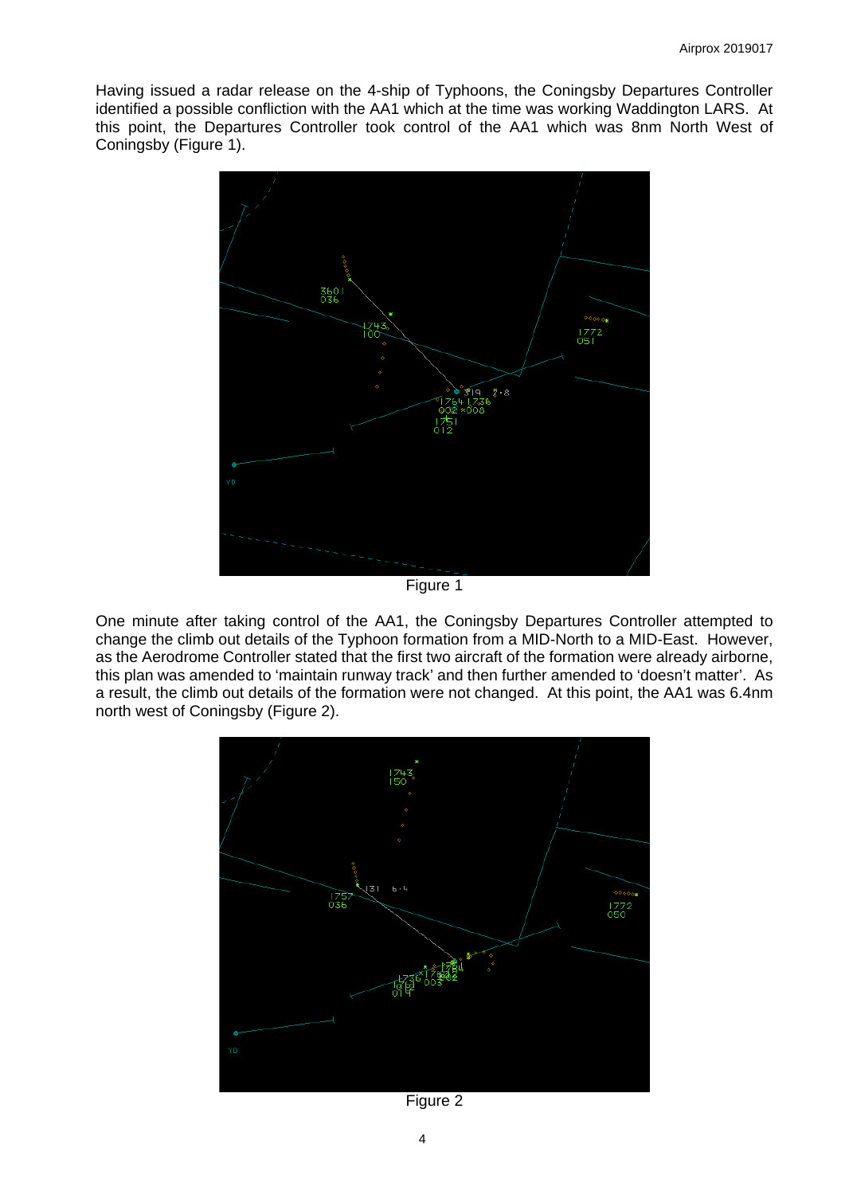Having issued a radar release on the 4-ship of Typhoons, the Coningsby Departures Controller identified a possible confliction with the AA1 which at the time was working Waddington LARS. At this point, the Departures Controller took control of the AA1 which was 8nm North West of Coningsby (Figure 1).

Figure 1

One minute after taking control of the AA1, the Coningsby Departures Controller attempted to change the climb out details of the Typhoon formation from a MID-North to a MID-East. However, as the Aerodrome Controller stated that the first two aircraft of the formation were already airborne, this plan was amended to 'maintain runway track' and then further amended to 'doesn't matter'. As a result, the climb out details of the formation were not changed. At this point, the AA1 was 6.4nm north west of Coningsby (Figure 2).

Figure 2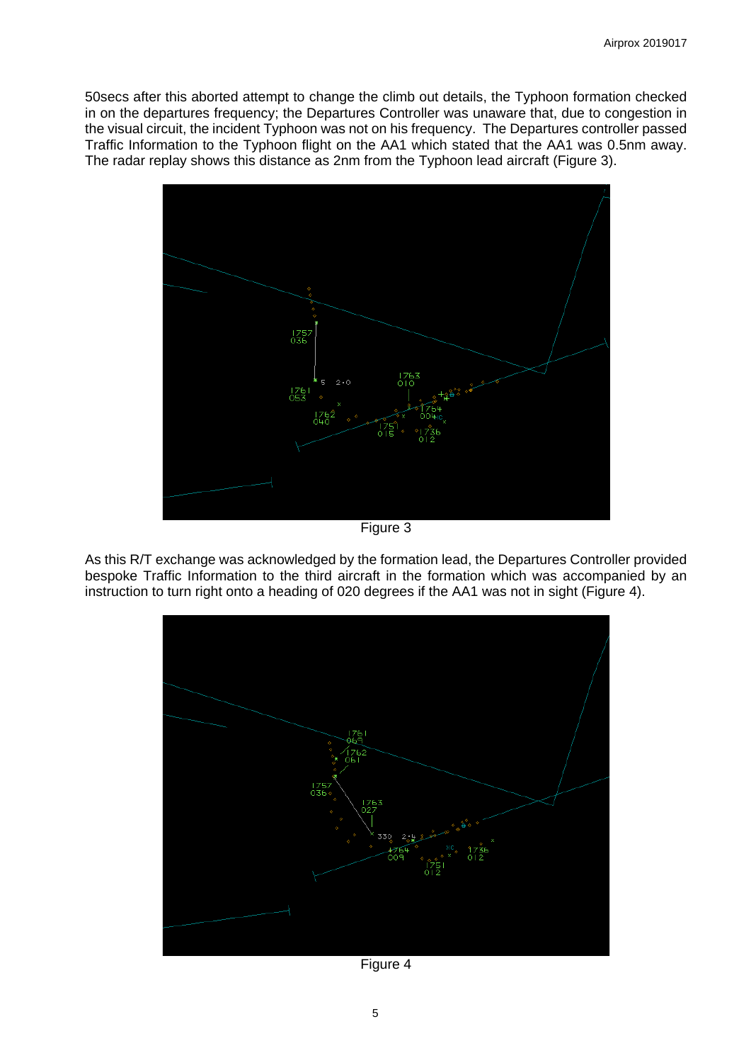50secs after this aborted attempt to change the climb out details, the Typhoon formation checked in on the departures frequency; the Departures Controller was unaware that, due to congestion in the visual circuit, the incident Typhoon was not on his frequency. The Departures controller passed Traffic Information to the Typhoon flight on the AA1 which stated that the AA1 was 0.5nm away. The radar replay shows this distance as 2nm from the Typhoon lead aircraft (Figure 3).

Figure 3

As this R/T exchange was acknowledged by the formation lead, the Departures Controller provided bespoke Traffic Information to the third aircraft in the formation which was accompanied by an instruction to turn right onto a heading of 020 degrees if the AA1 was not in sight (Figure 4).

Figure 4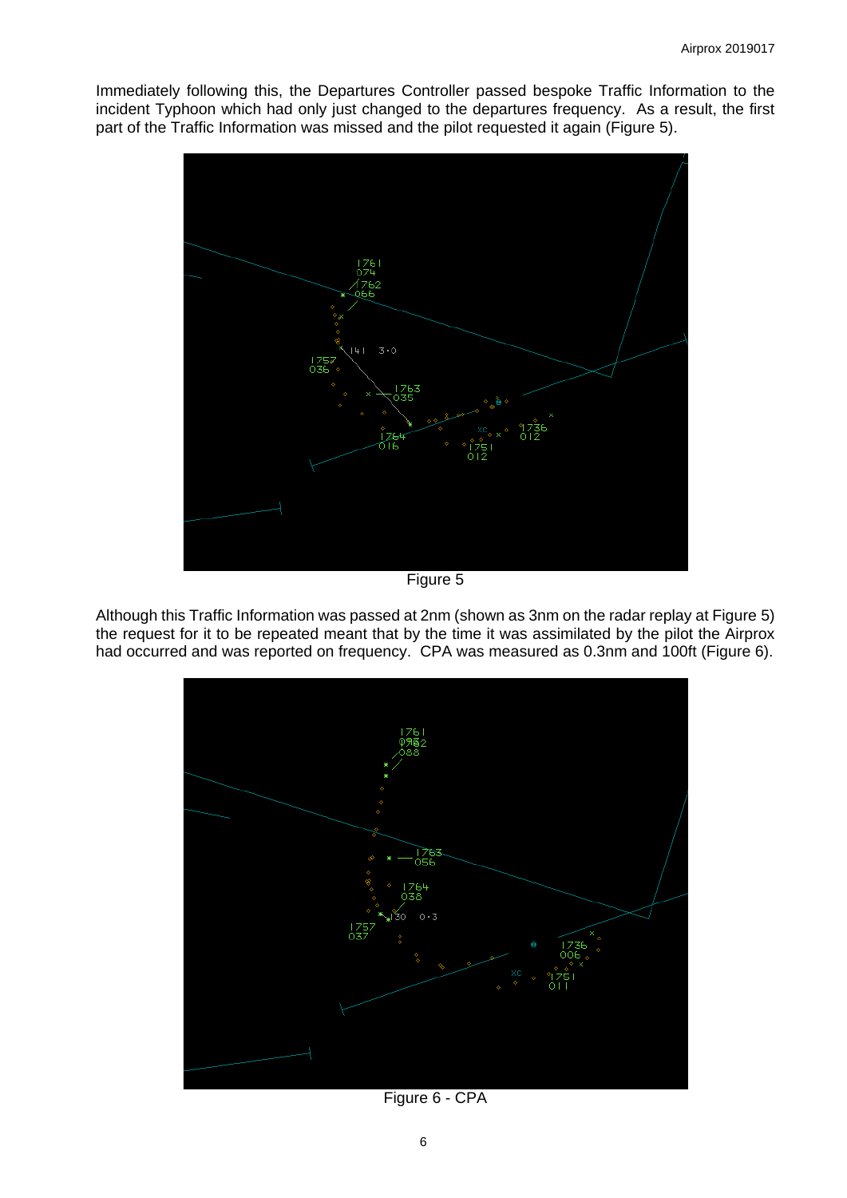Immediately following this, the Departures Controller passed bespoke Traffic Information to the incident Typhoon which had only just changed to the departures frequency. As a result, the first part of the Traffic Information was missed and the pilot requested it again (Figure 5).

Figure 5

Although this Traffic Information was passed at 2nm (shown as 3nm on the radar replay at Figure 5) the request for it to be repeated meant that by the time it was assimilated by the pilot the Airprox had occurred and was reported on frequency. CPA was measured as 0.3nm and 100ft (Figure 6).

Figure 6 - CPA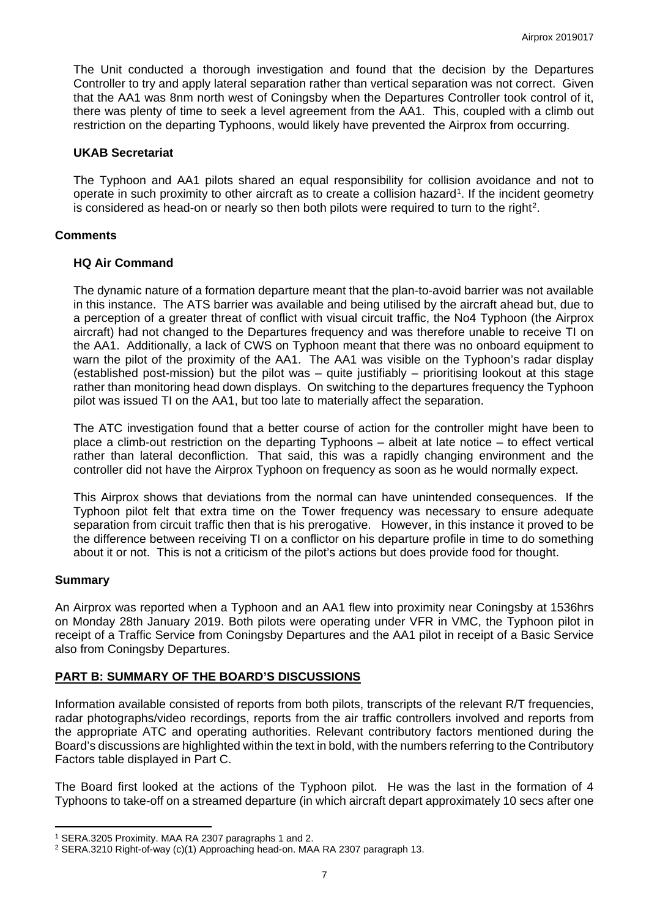The Unit conducted a thorough investigation and found that the decision by the Departures Controller to try and apply lateral separation rather than vertical separation was not correct. Given that the AA1 was 8nm north west of Coningsby when the Departures Controller took control of it, there was plenty of time to seek a level agreement from the AA1. This, coupled with a climb out restriction on the departing Typhoons, would likely have prevented the Airprox from occurring.

### UKAB Secretariat

The Typhoon and AA1 pilots shared an equal responsibility for collision avoidance and not to operate in such proximity to other aircraft as to create a collision hazard[1]. If the incident geometry is considered as head-on or nearly so then both pilots were required to turn to the right[2].

## Comments

### HQ Air Command

The dynamic nature of a formation departure meant that the plan-to-avoid barrier was not available in this instance. The ATS barrier was available and being utilised by the aircraft ahead but, due to a perception of a greater threat of conflict with visual circuit traffic, the No4 Typhoon (the Airprox aircraft) had not changed to the Departures frequency and was therefore unable to receive TI on the AA1. Additionally, a lack of CWS on Typhoon meant that there was no onboard equipment to warn the pilot of the proximity of the AA1. The AA1 was visible on the Typhoon's radar display (established post-mission) but the pilot was – quite justifiably – prioritising lookout at this stage rather than monitoring head down displays. On switching to the departures frequency the Typhoon pilot was issued TI on the AA1, but too late to materially affect the separation.

The ATC investigation found that a better course of action for the controller might have been to place a climb-out restriction on the departing Typhoons – albeit at late notice – to effect vertical rather than lateral deconfliction. That said, this was a rapidly changing environment and the controller did not have the Airprox Typhoon on frequency as soon as he would normally expect.

This Airprox shows that deviations from the normal can have unintended consequences. If the Typhoon pilot felt that extra time on the Tower frequency was necessary to ensure adequate separation from circuit traffic then that is his prerogative. However, in this instance it proved to be the difference between receiving TI on a conflictor on his departure profile in time to do something about it or not. This is not a criticism of the pilot's actions but does provide food for thought.

## Summary

An Airprox was reported when a Typhoon and an AA1 flew into proximity near Coningsby at 1536hrs on Monday 28th January 2019. Both pilots were operating under VFR in VMC, the Typhoon pilot in receipt of a Traffic Service from Coningsby Departures and the AA1 pilot in receipt of a Basic Service also from Coningsby Departures.

## PART B: SUMMARY OF THE BOARD'S DISCUSSIONS

Information available consisted of reports from both pilots, transcripts of the relevant R/T frequencies, radar photographs/video recordings, reports from the air traffic controllers involved and reports from the appropriate ATC and operating authorities. Relevant contributory factors mentioned during the Board's discussions are highlighted within the text in bold, with the numbers referring to the Contributory Factors table displayed in Part C.

The Board first looked at the actions of the Typhoon pilot. He was the last in the formation of 4 Typhoons to take-off on a streamed departure (in which aircraft depart approximately 10 secs after one

[1] SERA.3205 Proximity. MAA RA 2307 paragraphs 1 and 2.

[2] SERA.3210 Right-of-way (c)(1) Approaching head-on. MAA RA 2307 paragraph 13.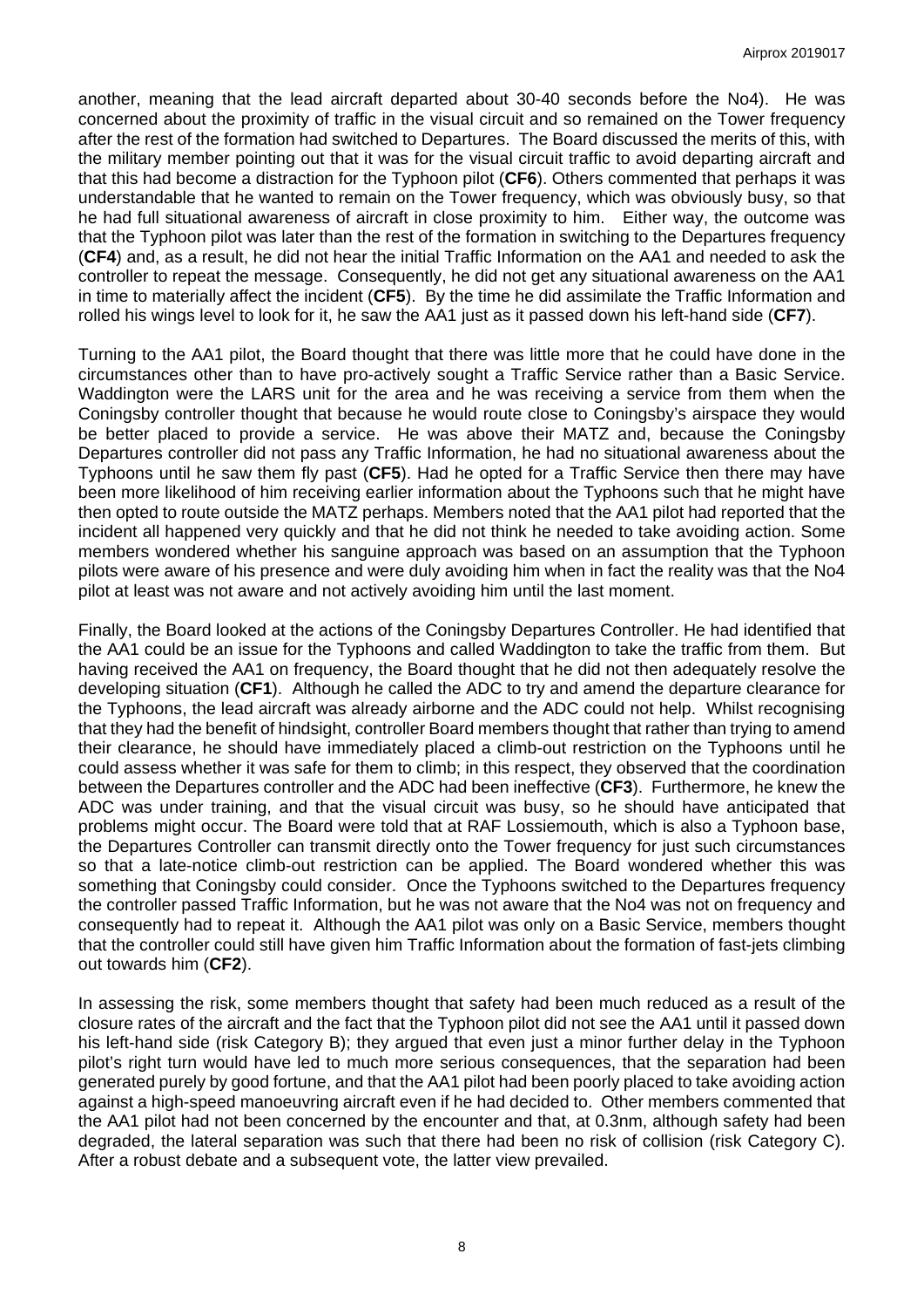another, meaning that the lead aircraft departed about 30-40 seconds before the No4). He was concerned about the proximity of traffic in the visual circuit and so remained on the Tower frequency after the rest of the formation had switched to Departures. The Board discussed the merits of this, with the military member pointing out that it was for the visual circuit traffic to avoid departing aircraft and that this had become a distraction for the Typhoon pilot (**CF6**). Others commented that perhaps it was understandable that he wanted to remain on the Tower frequency, which was obviously busy, so that he had full situational awareness of aircraft in close proximity to him. Either way, the outcome was that the Typhoon pilot was later than the rest of the formation in switching to the Departures frequency (**CF4**) and, as a result, he did not hear the initial Traffic Information on the AA1 and needed to ask the controller to repeat the message. Consequently, he did not get any situational awareness on the AA1 in time to materially affect the incident (**CF5**). By the time he did assimilate the Traffic Information and rolled his wings level to look for it, he saw the AA1 just as it passed down his left-hand side (**CF7**).

Turning to the AA1 pilot, the Board thought that there was little more that he could have done in the circumstances other than to have pro-actively sought a Traffic Service rather than a Basic Service. Waddington were the LARS unit for the area and he was receiving a service from them when the Coningsby controller thought that because he would route close to Coningsby's airspace they would be better placed to provide a service. He was above their MATZ and, because the Coningsby Departures controller did not pass any Traffic Information, he had no situational awareness about the Typhoons until he saw them fly past (**CF5**). Had he opted for a Traffic Service then there may have been more likelihood of him receiving earlier information about the Typhoons such that he might have then opted to route outside the MATZ perhaps. Members noted that the AA1 pilot had reported that the incident all happened very quickly and that he did not think he needed to take avoiding action. Some members wondered whether his sanguine approach was based on an assumption that the Typhoon pilots were aware of his presence and were duly avoiding him when in fact the reality was that the No4 pilot at least was not aware and not actively avoiding him until the last moment.

Finally, the Board looked at the actions of the Coningsby Departures Controller. He had identified that the AA1 could be an issue for the Typhoons and called Waddington to take the traffic from them. But having received the AA1 on frequency, the Board thought that he did not then adequately resolve the developing situation (**CF1**). Although he called the ADC to try and amend the departure clearance for the Typhoons, the lead aircraft was already airborne and the ADC could not help. Whilst recognising that they had the benefit of hindsight, controller Board members thought that rather than trying to amend their clearance, he should have immediately placed a climb-out restriction on the Typhoons until he could assess whether it was safe for them to climb; in this respect, they observed that the coordination between the Departures controller and the ADC had been ineffective (**CF3**). Furthermore, he knew the ADC was under training, and that the visual circuit was busy, so he should have anticipated that problems might occur. The Board were told that at RAF Lossiemouth, which is also a Typhoon base, the Departures Controller can transmit directly onto the Tower frequency for just such circumstances so that a late-notice climb-out restriction can be applied. The Board wondered whether this was something that Coningsby could consider. Once the Typhoons switched to the Departures frequency the controller passed Traffic Information, but he was not aware that the No4 was not on frequency and consequently had to repeat it. Although the AA1 pilot was only on a Basic Service, members thought that the controller could still have given him Traffic Information about the formation of fast-jets climbing out towards him (**CF2**).

In assessing the risk, some members thought that safety had been much reduced as a result of the closure rates of the aircraft and the fact that the Typhoon pilot did not see the AA1 until it passed down his left-hand side (risk Category B); they argued that even just a minor further delay in the Typhoon pilot's right turn would have led to much more serious consequences, that the separation had been generated purely by good fortune, and that the AA1 pilot had been poorly placed to take avoiding action against a high-speed manoeuvring aircraft even if he had decided to. Other members commented that the AA1 pilot had not been concerned by the encounter and that, at 0.3nm, although safety had been degraded, the lateral separation was such that there had been no risk of collision (risk Category C). After a robust debate and a subsequent vote, the latter view prevailed.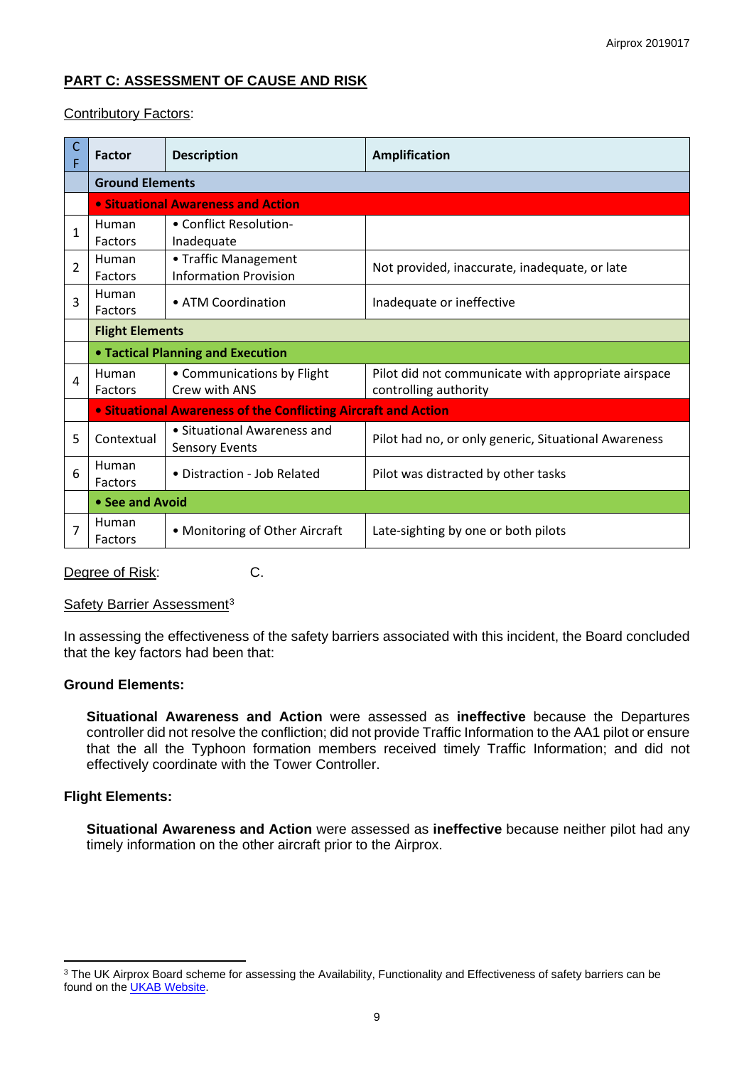## PART C: ASSESSMENT OF CAUSE AND RISK

Contributory Factors:

| CF | Factor | Description | Amplification |
|---|---|---|---|
| | **Ground Elements** | | |
| | **• Situational Awareness and Action** | | |
| 1 | Human Factors | • Conflict Resolution- Inadequate | |
| 2 | Human Factors | • Traffic Management Information Provision | Not provided, inaccurate, inadequate, or late |
| 3 | Human Factors | • ATM Coordination | Inadequate or ineffective |
| | **Flight Elements** | | |
| | **• Tactical Planning and Execution** | | |
| 4 | Human Factors | • Communications by Flight Crew with ANS | Pilot did not communicate with appropriate airspace controlling authority |
| | **• Situational Awareness of the Conflicting Aircraft and Action** | | |
| 5 | Contextual | • Situational Awareness and Sensory Events | Pilot had no, or only generic, Situational Awareness |
| 6 | Human Factors | • Distraction - Job Related | Pilot was distracted by other tasks |
| | **• See and Avoid** | | |
| 7 | Human Factors | • Monitoring of Other Aircraft | Late-sighting by one or both pilots |

Degree of Risk: C.

Safety Barrier Assessment[3]

In assessing the effectiveness of the safety barriers associated with this incident, the Board concluded that the key factors had been that:

**Ground Elements:**

**Situational Awareness and Action** were assessed as **ineffective** because the Departures controller did not resolve the confliction; did not provide Traffic Information to the AA1 pilot or ensure that the all the Typhoon formation members received timely Traffic Information; and did not effectively coordinate with the Tower Controller.

**Flight Elements:**

**Situational Awareness and Action** were assessed as **ineffective** because neither pilot had any timely information on the other aircraft prior to the Airprox.

---

[3] The UK Airprox Board scheme for assessing the Availability, Functionality and Effectiveness of safety barriers can be found on the UKAB Website.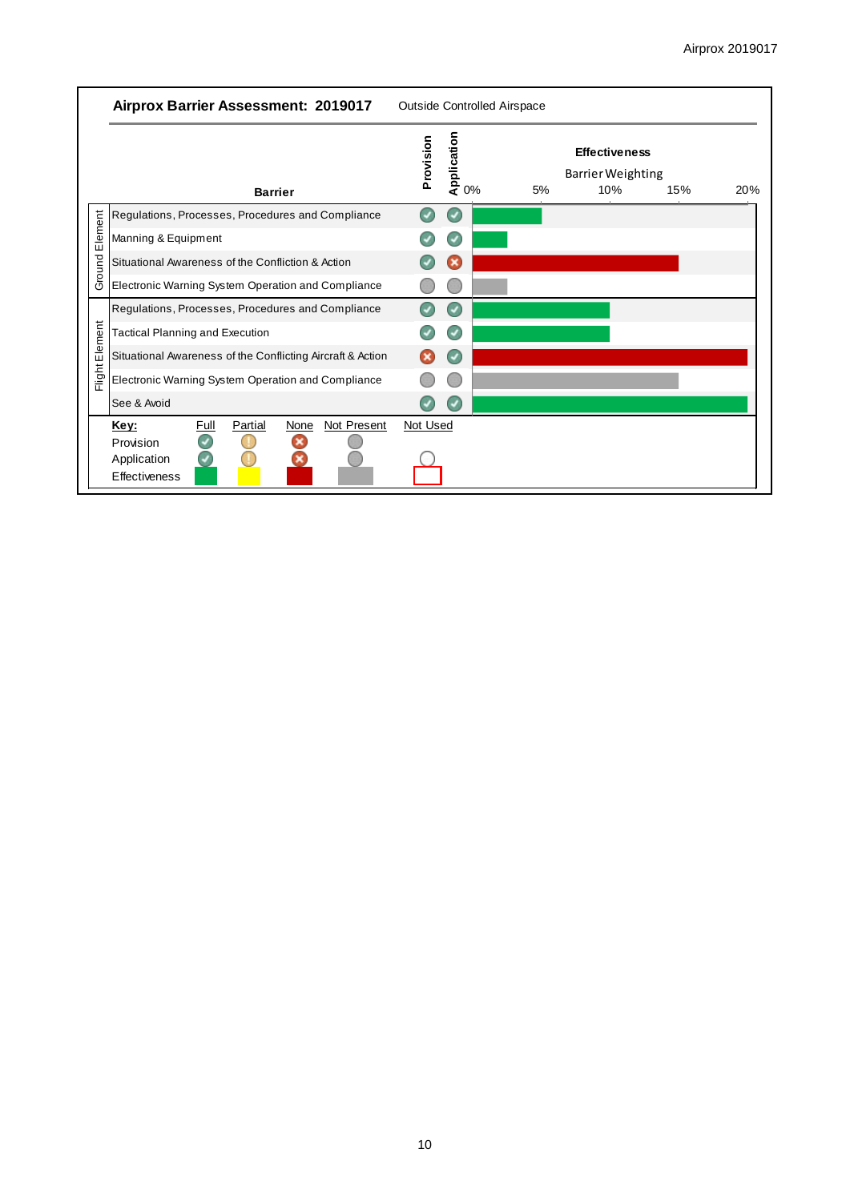## Airprox Barrier Assessment: 2019017

Outside Controlled Airspace

| | Barrier | Provision | Application |
|---|---|---|---|
| Ground Element | Regulations, Processes, Procedures and Compliance | Full | Full |
| | Manning & Equipment | Full | Full |
| | Situational Awareness of the Confliction & Action | Full | None |
| | Electronic Warning System Operation and Compliance | Not Present | Not Present |
| Flight Element | Regulations, Processes, Procedures and Compliance | Full | Full |
| | Tactical Planning and Execution | Full | Full |
| | Situational Awareness of the Conflicting Aircraft & Action | None | Full |
| | Electronic Warning System Operation and Compliance | Not Present | Not Present |
| | See & Avoid | Full | Full |

Effectiveness

Barrier Weighting

0% 5% 10% 15% 20%

**Key:** Full, Partial, None, Not Present, Not Used

Provision

Application

Effectiveness